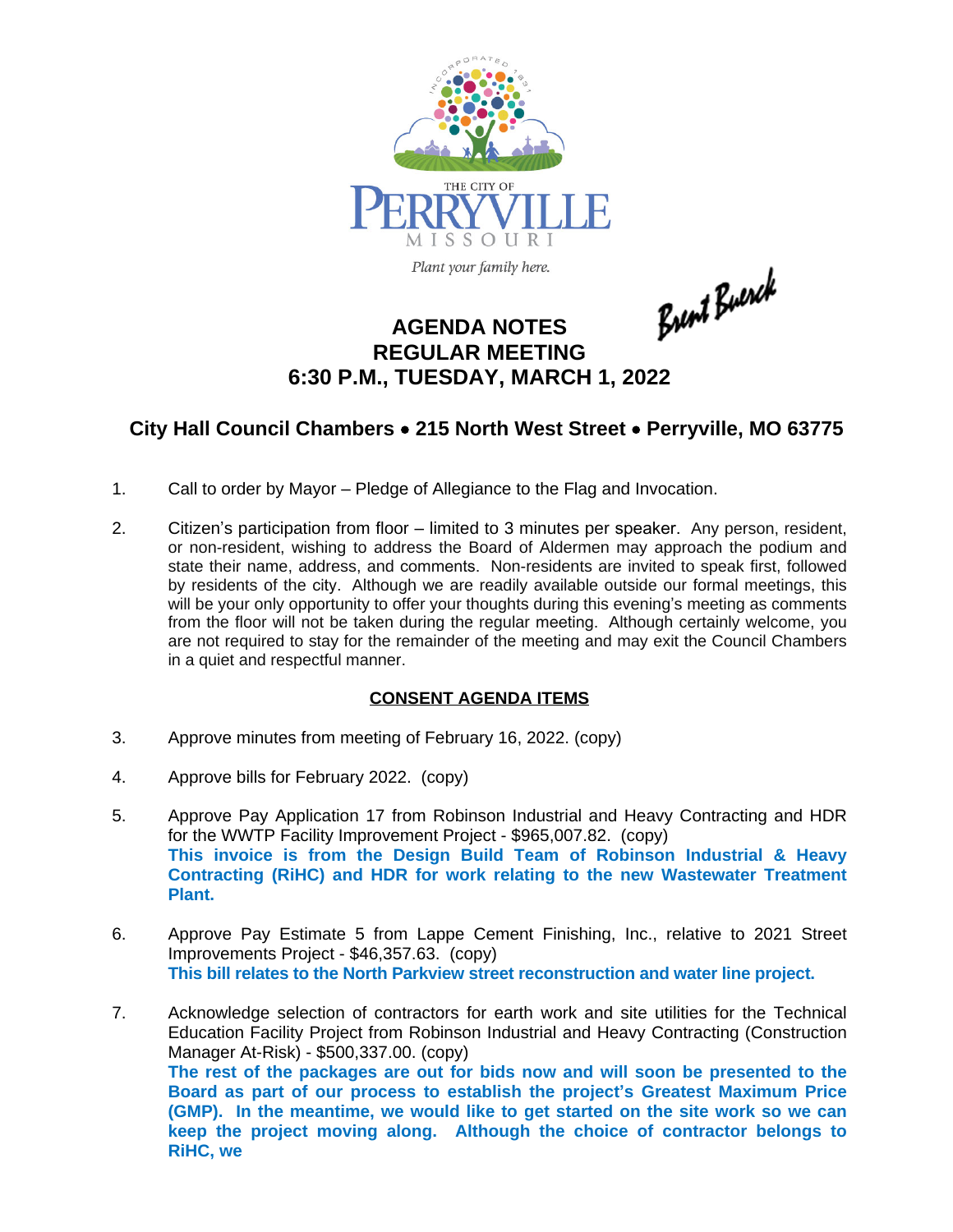THE CITY OF PERRYVILLE MISSOURI

*Plant your family here.*

Brent Buerck

# AGENDA NOTES
## REGULAR MEETING
## 6:30 P.M., TUESDAY, MARCH 1, 2022

### City Hall Council Chambers • 215 North West Street • Perryville, MO 63775

1. Call to order by Mayor – Pledge of Allegiance to the Flag and Invocation.

2. Citizen's participation from floor – limited to 3 minutes per speaker. Any person, resident, or non-resident, wishing to address the Board of Aldermen may approach the podium and state their name, address, and comments. Non-residents are invited to speak first, followed by residents of the city. Although we are readily available outside our formal meetings, this will be your only opportunity to offer your thoughts during this evening's meeting as comments from the floor will not be taken during the regular meeting. Although certainly welcome, you are not required to stay for the remainder of the meeting and may exit the Council Chambers in a quiet and respectful manner.

**CONSENT AGENDA ITEMS**

3. Approve minutes from meeting of February 16, 2022. (copy)

4. Approve bills for February 2022. (copy)

5. Approve Pay Application 17 from Robinson Industrial and Heavy Contracting and HDR for the WWTP Facility Improvement Project - $965,007.82. (copy)
   **This invoice is from the Design Build Team of Robinson Industrial & Heavy Contracting (RiHC) and HDR for work relating to the new Wastewater Treatment Plant.**

6. Approve Pay Estimate 5 from Lappe Cement Finishing, Inc., relative to 2021 Street Improvements Project - $46,357.63. (copy)
   **This bill relates to the North Parkview street reconstruction and water line project.**

7. Acknowledge selection of contractors for earth work and site utilities for the Technical Education Facility Project from Robinson Industrial and Heavy Contracting (Construction Manager At-Risk) - $500,337.00. (copy)
   **The rest of the packages are out for bids now and will soon be presented to the Board as part of our process to establish the project's Greatest Maximum Price (GMP). In the meantime, we would like to get started on the site work so we can keep the project moving along. Although the choice of contractor belongs to RiHC, we**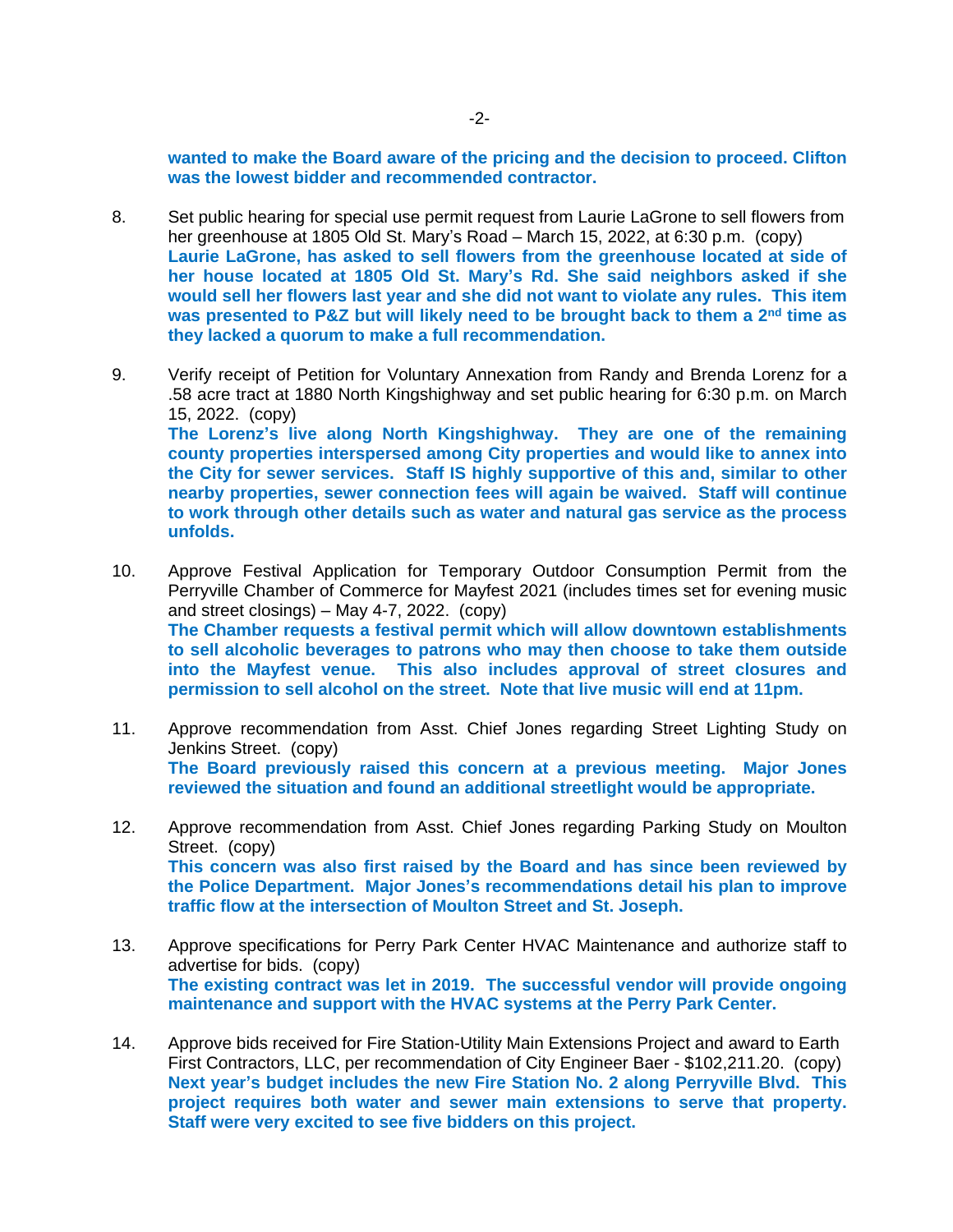**wanted to make the Board aware of the pricing and the decision to proceed. Clifton was the lowest bidder and recommended contractor.**

8. Set public hearing for special use permit request from Laurie LaGrone to sell flowers from her greenhouse at 1805 Old St. Mary's Road – March 15, 2022, at 6:30 p.m. (copy)
   **Laurie LaGrone, has asked to sell flowers from the greenhouse located at side of her house located at 1805 Old St. Mary's Rd. She said neighbors asked if she would sell her flowers last year and she did not want to violate any rules. This item was presented to P&Z but will likely need to be brought back to them a 2nd time as they lacked a quorum to make a full recommendation.**

9. Verify receipt of Petition for Voluntary Annexation from Randy and Brenda Lorenz for a .58 acre tract at 1880 North Kingshighway and set public hearing for 6:30 p.m. on March 15, 2022. (copy)
   **The Lorenz's live along North Kingshighway. They are one of the remaining county properties interspersed among City properties and would like to annex into the City for sewer services. Staff IS highly supportive of this and, similar to other nearby properties, sewer connection fees will again be waived. Staff will continue to work through other details such as water and natural gas service as the process unfolds.**

10. Approve Festival Application for Temporary Outdoor Consumption Permit from the Perryville Chamber of Commerce for Mayfest 2021 (includes times set for evening music and street closings) – May 4-7, 2022. (copy)
    **The Chamber requests a festival permit which will allow downtown establishments to sell alcoholic beverages to patrons who may then choose to take them outside into the Mayfest venue. This also includes approval of street closures and permission to sell alcohol on the street. Note that live music will end at 11pm.**

11. Approve recommendation from Asst. Chief Jones regarding Street Lighting Study on Jenkins Street. (copy)
    **The Board previously raised this concern at a previous meeting. Major Jones reviewed the situation and found an additional streetlight would be appropriate.**

12. Approve recommendation from Asst. Chief Jones regarding Parking Study on Moulton Street. (copy)
    **This concern was also first raised by the Board and has since been reviewed by the Police Department. Major Jones's recommendations detail his plan to improve traffic flow at the intersection of Moulton Street and St. Joseph.**

13. Approve specifications for Perry Park Center HVAC Maintenance and authorize staff to advertise for bids. (copy)
    **The existing contract was let in 2019. The successful vendor will provide ongoing maintenance and support with the HVAC systems at the Perry Park Center.**

14. Approve bids received for Fire Station-Utility Main Extensions Project and award to Earth First Contractors, LLC, per recommendation of City Engineer Baer - $102,211.20. (copy)
    **Next year's budget includes the new Fire Station No. 2 along Perryville Blvd. This project requires both water and sewer main extensions to serve that property. Staff were very excited to see five bidders on this project.**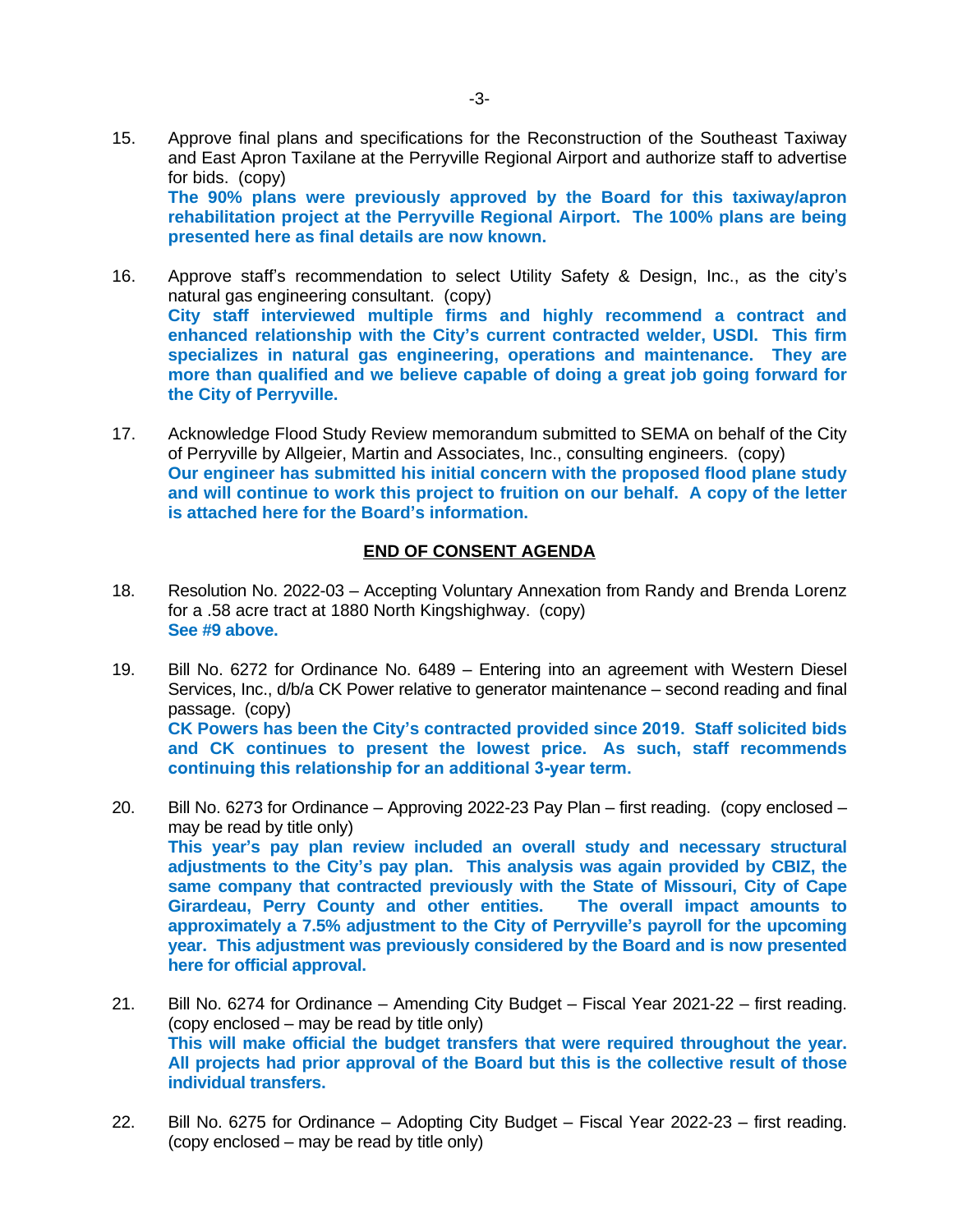15. Approve final plans and specifications for the Reconstruction of the Southeast Taxiway and East Apron Taxilane at the Perryville Regional Airport and authorize staff to advertise for bids. (copy)
    **The 90% plans were previously approved by the Board for this taxiway/apron rehabilitation project at the Perryville Regional Airport. The 100% plans are being presented here as final details are now known.**

16. Approve staff's recommendation to select Utility Safety & Design, Inc., as the city's natural gas engineering consultant. (copy)
    **City staff interviewed multiple firms and highly recommend a contract and enhanced relationship with the City's current contracted welder, USDI. This firm specializes in natural gas engineering, operations and maintenance. They are more than qualified and we believe capable of doing a great job going forward for the City of Perryville.**

17. Acknowledge Flood Study Review memorandum submitted to SEMA on behalf of the City of Perryville by Allgeier, Martin and Associates, Inc., consulting engineers. (copy)
    **Our engineer has submitted his initial concern with the proposed flood plane study and will continue to work this project to fruition on our behalf. A copy of the letter is attached here for the Board's information.**

**<u>END OF CONSENT AGENDA</u>**

18. Resolution No. 2022-03 – Accepting Voluntary Annexation from Randy and Brenda Lorenz for a .58 acre tract at 1880 North Kingshighway. (copy)
    **See #9 above.**

19. Bill No. 6272 for Ordinance No. 6489 – Entering into an agreement with Western Diesel Services, Inc., d/b/a CK Power relative to generator maintenance – second reading and final passage. (copy)
    **CK Powers has been the City's contracted provided since 2019. Staff solicited bids and CK continues to present the lowest price. As such, staff recommends continuing this relationship for an additional 3-year term.**

20. Bill No. 6273 for Ordinance – Approving 2022-23 Pay Plan – first reading. (copy enclosed – may be read by title only)
    **This year's pay plan review included an overall study and necessary structural adjustments to the City's pay plan. This analysis was again provided by CBIZ, the same company that contracted previously with the State of Missouri, City of Cape Girardeau, Perry County and other entities. The overall impact amounts to approximately a 7.5% adjustment to the City of Perryville's payroll for the upcoming year. This adjustment was previously considered by the Board and is now presented here for official approval.**

21. Bill No. 6274 for Ordinance – Amending City Budget – Fiscal Year 2021-22 – first reading. (copy enclosed – may be read by title only)
    **This will make official the budget transfers that were required throughout the year. All projects had prior approval of the Board but this is the collective result of those individual transfers.**

22. Bill No. 6275 for Ordinance – Adopting City Budget – Fiscal Year 2022-23 – first reading. (copy enclosed – may be read by title only)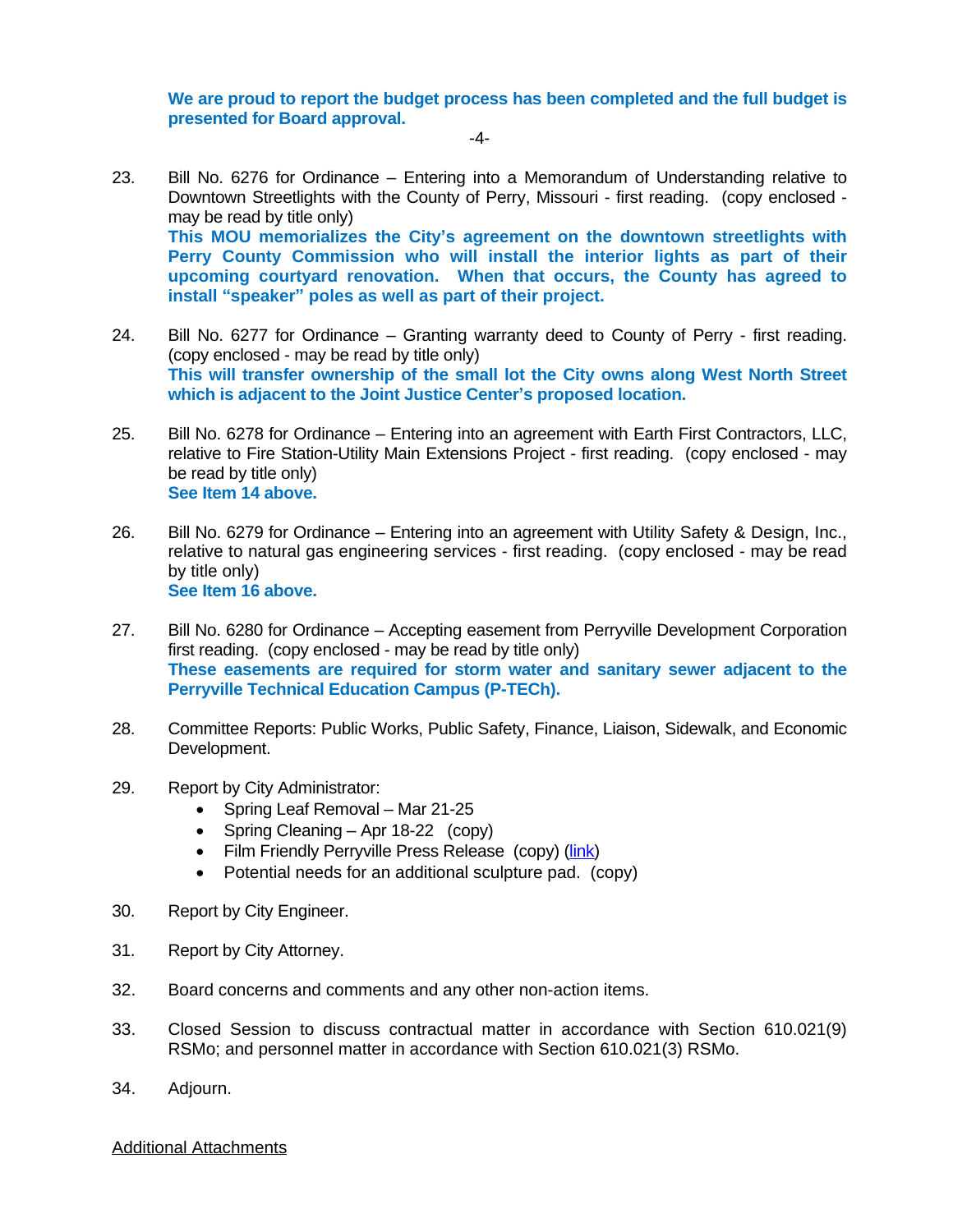**We are proud to report the budget process has been completed and the full budget is presented for Board approval.**

23. Bill No. 6276 for Ordinance – Entering into a Memorandum of Understanding relative to Downtown Streetlights with the County of Perry, Missouri - first reading. (copy enclosed - may be read by title only)
**This MOU memorializes the City's agreement on the downtown streetlights with Perry County Commission who will install the interior lights as part of their upcoming courtyard renovation. When that occurs, the County has agreed to install "speaker" poles as well as part of their project.**

24. Bill No. 6277 for Ordinance – Granting warranty deed to County of Perry - first reading. (copy enclosed - may be read by title only)
**This will transfer ownership of the small lot the City owns along West North Street which is adjacent to the Joint Justice Center's proposed location.**

25. Bill No. 6278 for Ordinance – Entering into an agreement with Earth First Contractors, LLC, relative to Fire Station-Utility Main Extensions Project - first reading. (copy enclosed - may be read by title only)
**See Item 14 above.**

26. Bill No. 6279 for Ordinance – Entering into an agreement with Utility Safety & Design, Inc., relative to natural gas engineering services - first reading. (copy enclosed - may be read by title only)
**See Item 16 above.**

27. Bill No. 6280 for Ordinance – Accepting easement from Perryville Development Corporation first reading. (copy enclosed - may be read by title only)
**These easements are required for storm water and sanitary sewer adjacent to the Perryville Technical Education Campus (P-TECh).**

28. Committee Reports: Public Works, Public Safety, Finance, Liaison, Sidewalk, and Economic Development.

29. Report by City Administrator:
    - Spring Leaf Removal – Mar 21-25
    - Spring Cleaning – Apr 18-22 (copy)
    - Film Friendly Perryville Press Release (copy) (link)
    - Potential needs for an additional sculpture pad. (copy)

30. Report by City Engineer.

31. Report by City Attorney.

32. Board concerns and comments and any other non-action items.

33. Closed Session to discuss contractual matter in accordance with Section 610.021(9) RSMo; and personnel matter in accordance with Section 610.021(3) RSMo.

34. Adjourn.

Additional Attachments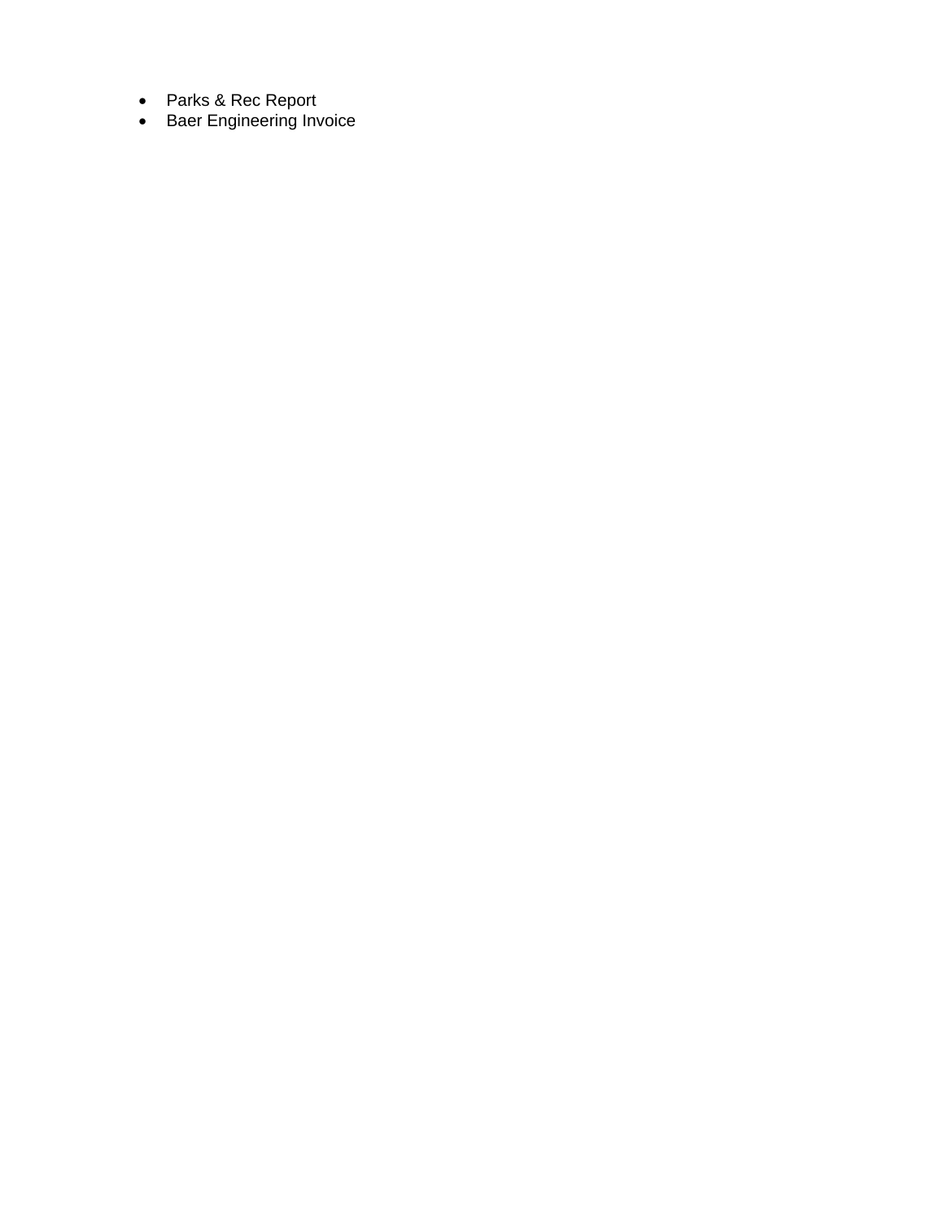- Parks & Rec Report
- Baer Engineering Invoice